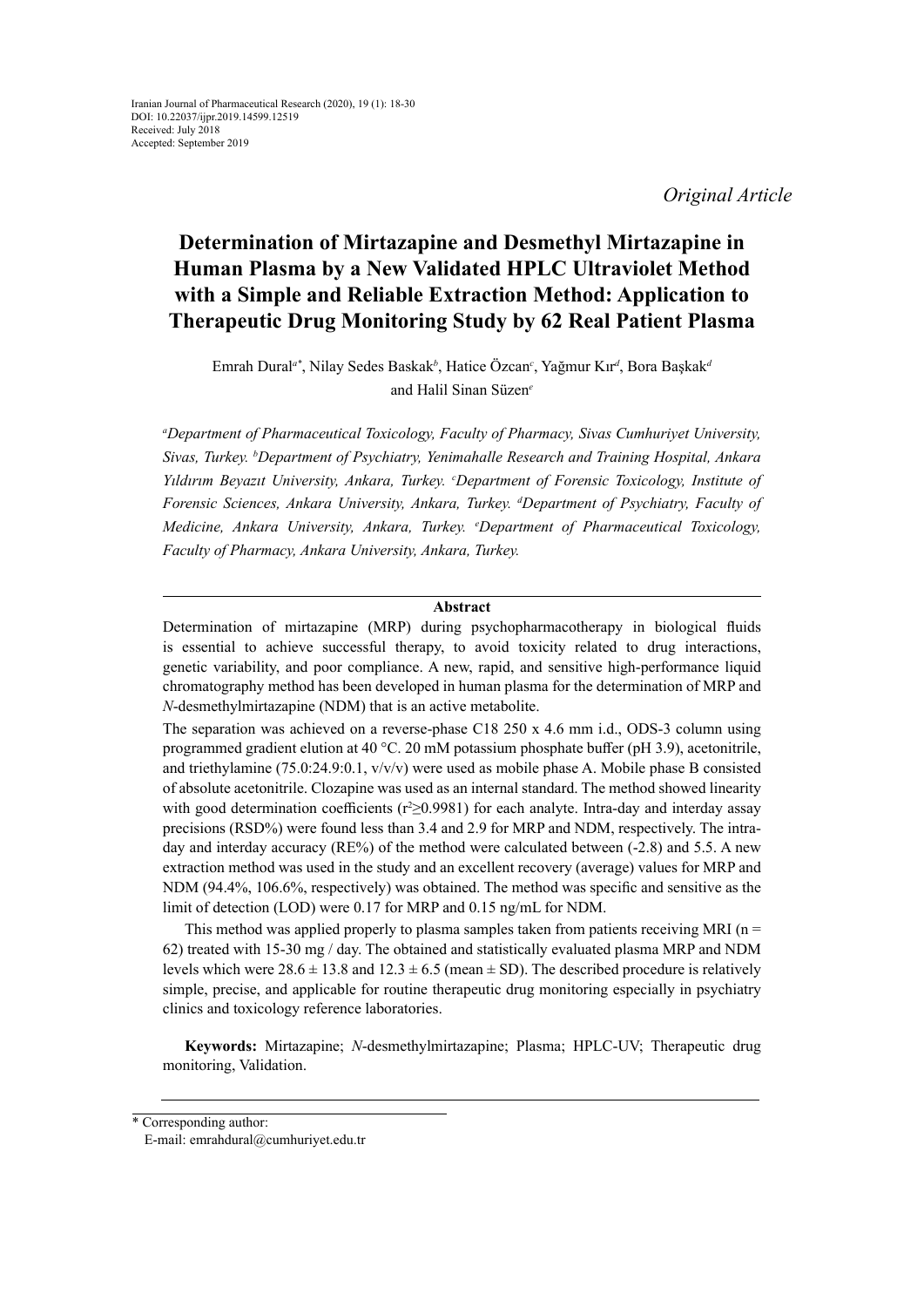Iranian Journal of Pharmaceutical Research (2020), 19 (1): 18-30
DOI: 10.22037/ijpr.2019.14599.12519
Received: July 2018
Accepted: September 2019

*Original Article*

# Determination of Mirtazapine and Desmethyl Mirtazapine in Human Plasma by a New Validated HPLC Ultraviolet Method with a Simple and Reliable Extraction Method: Application to Therapeutic Drug Monitoring Study by 62 Real Patient Plasma

Emrah Dural[a*], Nilay Sedes Baskak[b], Hatice Özcan[c], Yağmur Kır[d], Bora Başkak[d] and Halil Sinan Süzen[e]

*[a]Department of Pharmaceutical Toxicology, Faculty of Pharmacy, Sivas Cumhuriyet University, Sivas, Turkey. [b]Department of Psychiatry, Yenimahalle Research and Training Hospital, Ankara Yıldırım Beyazıt University, Ankara, Turkey. [c]Department of Forensic Toxicology, Institute of Forensic Sciences, Ankara University, Ankara, Turkey. [d]Department of Psychiatry, Faculty of Medicine, Ankara University, Ankara, Turkey. [e]Department of Pharmaceutical Toxicology, Faculty of Pharmacy, Ankara University, Ankara, Turkey.*

## Abstract

Determination of mirtazapine (MRP) during psychopharmacotherapy in biological fluids is essential to achieve successful therapy, to avoid toxicity related to drug interactions, genetic variability, and poor compliance. A new, rapid, and sensitive high-performance liquid chromatography method has been developed in human plasma for the determination of MRP and *N*-desmethylmirtazapine (NDM) that is an active metabolite.

The separation was achieved on a reverse-phase C18 250 x 4.6 mm i.d., ODS-3 column using programmed gradient elution at 40 °C. 20 mM potassium phosphate buffer (pH 3.9), acetonitrile, and triethylamine (75.0:24.9:0.1, v/v/v) were used as mobile phase A. Mobile phase B consisted of absolute acetonitrile. Clozapine was used as an internal standard. The method showed linearity with good determination coefficients ($r^2 \geq 0.9981$) for each analyte. Intra-day and interday assay precisions (RSD%) were found less than 3.4 and 2.9 for MRP and NDM, respectively. The intra-day and interday accuracy (RE%) of the method were calculated between (-2.8) and 5.5. A new extraction method was used in the study and an excellent recovery (average) values for MRP and NDM (94.4%, 106.6%, respectively) was obtained. The method was specific and sensitive as the limit of detection (LOD) were 0.17 for MRP and 0.15 ng/mL for NDM.

This method was applied properly to plasma samples taken from patients receiving MRI (n = 62) treated with 15-30 mg / day. The obtained and statistically evaluated plasma MRP and NDM levels which were 28.6 ± 13.8 and 12.3 ± 6.5 (mean ± SD). The described procedure is relatively simple, precise, and applicable for routine therapeutic drug monitoring especially in psychiatry clinics and toxicology reference laboratories.

**Keywords:** Mirtazapine; *N*-desmethylmirtazapine; Plasma; HPLC-UV; Therapeutic drug monitoring, Validation.

\* Corresponding author:
E-mail: emrahdural@cumhuriyet.edu.tr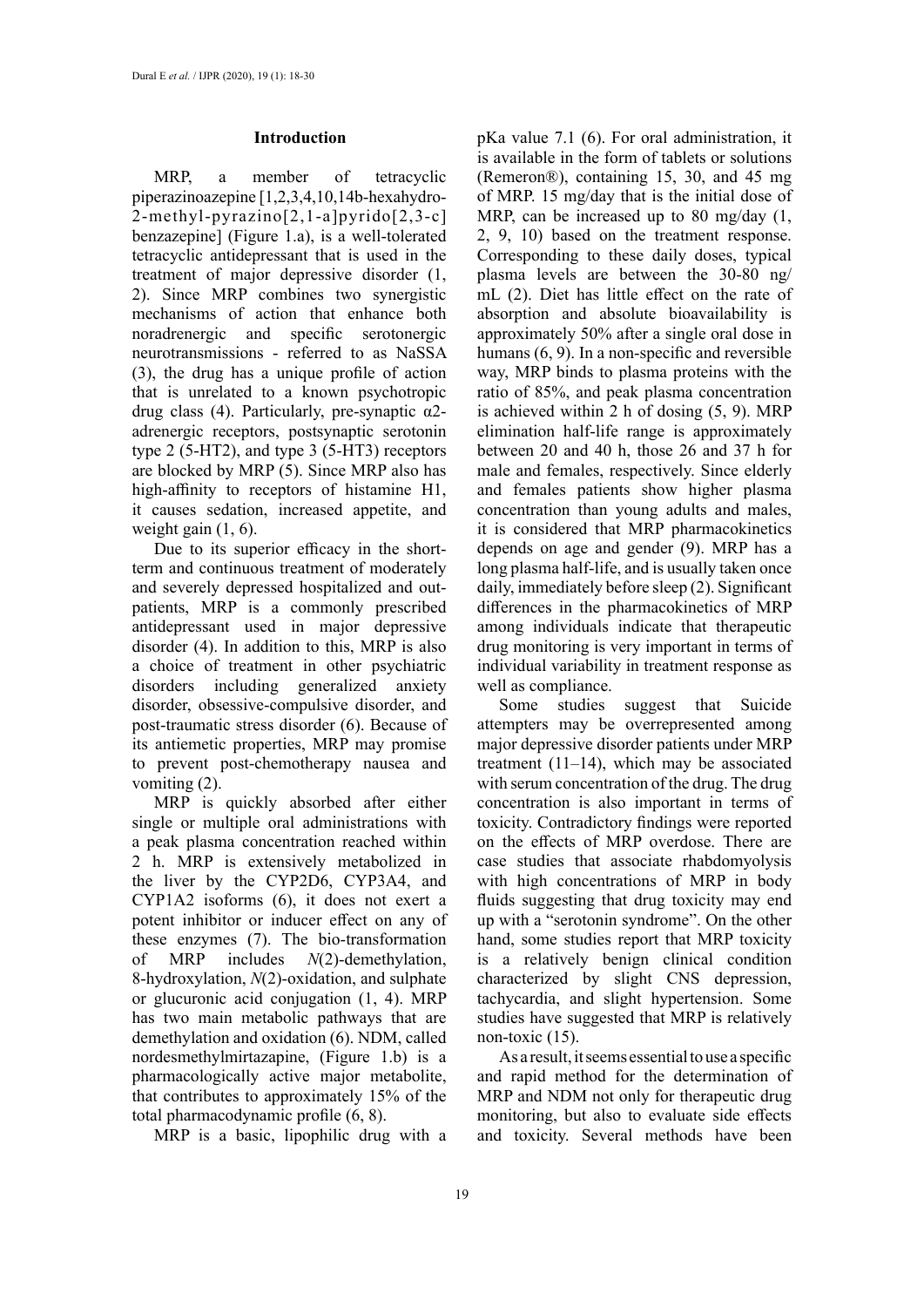## Introduction

MRP, a member of tetracyclic piperazinoazepine [1,2,3,4,10,14b-hexahydro-2-methyl-pyrazino[2,1-a]pyrido[2,3-c] benzazepine] (Figure 1.a), is a well-tolerated tetracyclic antidepressant that is used in the treatment of major depressive disorder (1, 2). Since MRP combines two synergistic mechanisms of action that enhance both noradrenergic and specific serotonergic neurotransmissions - referred to as NaSSA (3), the drug has a unique profile of action that is unrelated to a known psychotropic drug class (4). Particularly, pre-synaptic α2-adrenergic receptors, postsynaptic serotonin type 2 (5-HT2), and type 3 (5-HT3) receptors are blocked by MRP (5). Since MRP also has high-affinity to receptors of histamine H1, it causes sedation, increased appetite, and weight gain (1, 6).

Due to its superior efficacy in the short-term and continuous treatment of moderately and severely depressed hospitalized and out-patients, MRP is a commonly prescribed antidepressant used in major depressive disorder (4). In addition to this, MRP is also a choice of treatment in other psychiatric disorders including generalized anxiety disorder, obsessive-compulsive disorder, and post-traumatic stress disorder (6). Because of its antiemetic properties, MRP may promise to prevent post-chemotherapy nausea and vomiting (2).

MRP is quickly absorbed after either single or multiple oral administrations with a peak plasma concentration reached within 2 h. MRP is extensively metabolized in the liver by the CYP2D6, CYP3A4, and CYP1A2 isoforms (6), it does not exert a potent inhibitor or inducer effect on any of these enzymes (7). The bio-transformation of MRP includes *N*(2)-demethylation, 8-hydroxylation, *N*(2)-oxidation, and sulphate or glucuronic acid conjugation (1, 4). MRP has two main metabolic pathways that are demethylation and oxidation (6). NDM, called nordesmethylmirtazapine, (Figure 1.b) is a pharmacologically active major metabolite, that contributes to approximately 15% of the total pharmacodynamic profile (6, 8).

MRP is a basic, lipophilic drug with a pKa value 7.1 (6). For oral administration, it is available in the form of tablets or solutions (Remeron®), containing 15, 30, and 45 mg of MRP. 15 mg/day that is the initial dose of MRP, can be increased up to 80 mg/day (1, 2, 9, 10) based on the treatment response. Corresponding to these daily doses, typical plasma levels are between the 30-80 ng/mL (2). Diet has little effect on the rate of absorption and absolute bioavailability is approximately 50% after a single oral dose in humans (6, 9). In a non-specific and reversible way, MRP binds to plasma proteins with the ratio of 85%, and peak plasma concentration is achieved within 2 h of dosing (5, 9). MRP elimination half-life range is approximately between 20 and 40 h, those 26 and 37 h for male and females, respectively. Since elderly and females patients show higher plasma concentration than young adults and males, it is considered that MRP pharmacokinetics depends on age and gender (9). MRP has a long plasma half-life, and is usually taken once daily, immediately before sleep (2). Significant differences in the pharmacokinetics of MRP among individuals indicate that therapeutic drug monitoring is very important in terms of individual variability in treatment response as well as compliance.

Some studies suggest that Suicide attempters may be overrepresented among major depressive disorder patients under MRP treatment (11–14), which may be associated with serum concentration of the drug. The drug concentration is also important in terms of toxicity. Contradictory findings were reported on the effects of MRP overdose. There are case studies that associate rhabdomyolysis with high concentrations of MRP in body fluids suggesting that drug toxicity may end up with a "serotonin syndrome". On the other hand, some studies report that MRP toxicity is a relatively benign clinical condition characterized by slight CNS depression, tachycardia, and slight hypertension. Some studies have suggested that MRP is relatively non-toxic (15).

As a result, it seems essential to use a specific and rapid method for the determination of MRP and NDM not only for therapeutic drug monitoring, but also to evaluate side effects and toxicity. Several methods have been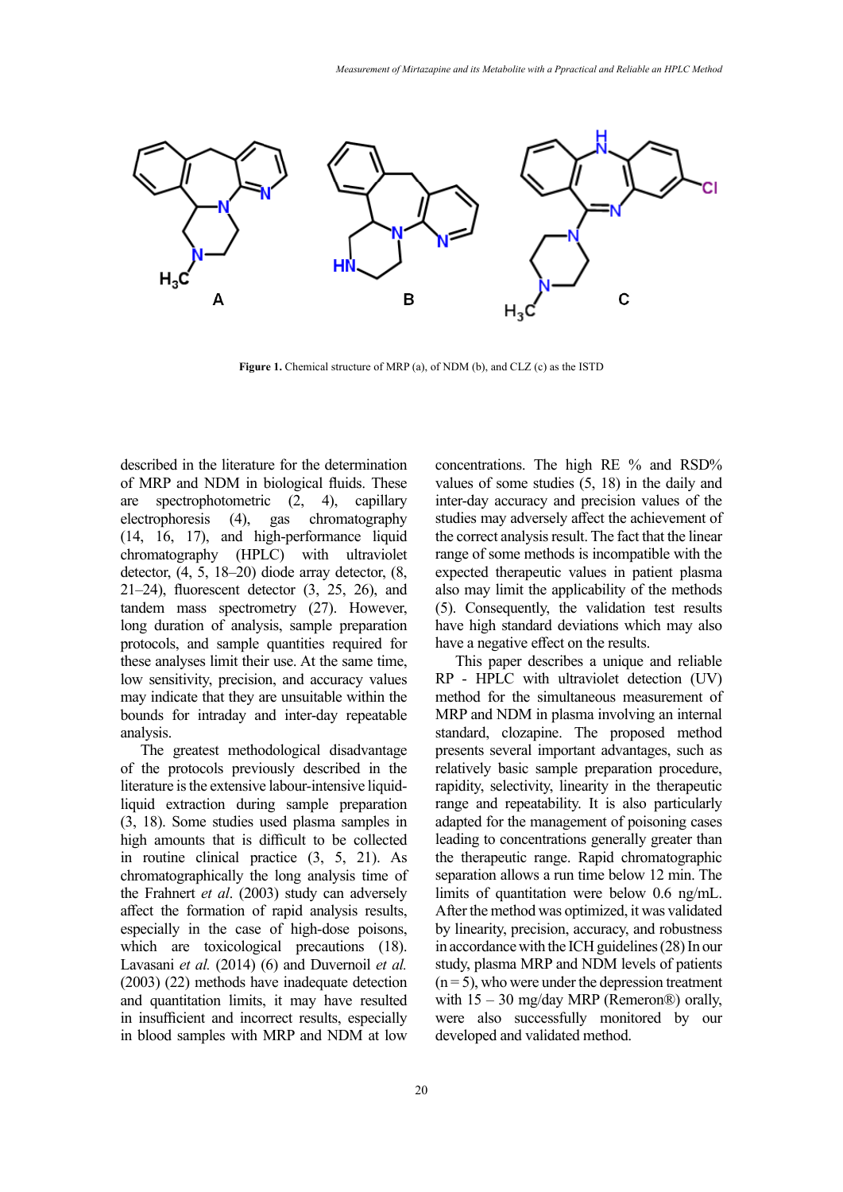**Figure 1.** Chemical structure of MRP (a), of NDM (b), and CLZ (c) as the ISTD

described in the literature for the determination of MRP and NDM in biological fluids. These are spectrophotometric (2, 4), capillary electrophoresis (4), gas chromatography (14, 16, 17), and high-performance liquid chromatography (HPLC) with ultraviolet detector, (4, 5, 18–20) diode array detector, (8, 21–24), fluorescent detector (3, 25, 26), and tandem mass spectrometry (27). However, long duration of analysis, sample preparation protocols, and sample quantities required for these analyses limit their use. At the same time, low sensitivity, precision, and accuracy values may indicate that they are unsuitable within the bounds for intraday and inter-day repeatable analysis.

The greatest methodological disadvantage of the protocols previously described in the literature is the extensive labour-intensive liquid-liquid extraction during sample preparation (3, 18). Some studies used plasma samples in high amounts that is difficult to be collected in routine clinical practice (3, 5, 21). As chromatographically the long analysis time of the Frahnert *et al*. (2003) study can adversely affect the formation of rapid analysis results, especially in the case of high-dose poisons, which are toxicological precautions (18). Lavasani *et al.* (2014) (6) and Duvernoil *et al.* (2003) (22) methods have inadequate detection and quantitation limits, it may have resulted in insufficient and incorrect results, especially in blood samples with MRP and NDM at low concentrations. The high RE % and RSD% values of some studies (5, 18) in the daily and inter-day accuracy and precision values of the studies may adversely affect the achievement of the correct analysis result. The fact that the linear range of some methods is incompatible with the expected therapeutic values in patient plasma also may limit the applicability of the methods (5). Consequently, the validation test results have high standard deviations which may also have a negative effect on the results.

This paper describes a unique and reliable RP - HPLC with ultraviolet detection (UV) method for the simultaneous measurement of MRP and NDM in plasma involving an internal standard, clozapine. The proposed method presents several important advantages, such as relatively basic sample preparation procedure, rapidity, selectivity, linearity in the therapeutic range and repeatability. It is also particularly adapted for the management of poisoning cases leading to concentrations generally greater than the therapeutic range. Rapid chromatographic separation allows a run time below 12 min. The limits of quantitation were below 0.6 ng/mL. After the method was optimized, it was validated by linearity, precision, accuracy, and robustness in accordance with the ICH guidelines (28) In our study, plasma MRP and NDM levels of patients (n = 5), who were under the depression treatment with 15 – 30 mg/day MRP (Remeron®) orally, were also successfully monitored by our developed and validated method.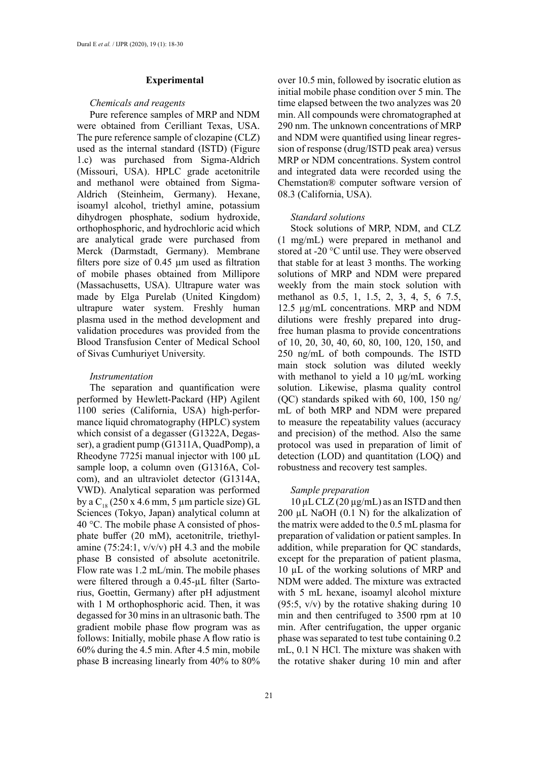## Experimental

### *Chemicals and reagents*

Pure reference samples of MRP and NDM were obtained from Cerilliant Texas, USA. The pure reference sample of clozapine (CLZ) used as the internal standard (ISTD) (Figure 1.c) was purchased from Sigma-Aldrich (Missouri, USA). HPLC grade acetonitrile and methanol were obtained from Sigma-Aldrich (Steinheim, Germany). Hexane, isoamyl alcohol, triethyl amine, potassium dihydrogen phosphate, sodium hydroxide, orthophosphoric, and hydrochloric acid which are analytical grade were purchased from Merck (Darmstadt, Germany). Membrane filters pore size of 0.45 µm used as filtration of mobile phases obtained from Millipore (Massachusetts, USA). Ultrapure water was made by Elga Purelab (United Kingdom) ultrapure water system. Freshly human plasma used in the method development and validation procedures was provided from the Blood Transfusion Center of Medical School of Sivas Cumhuriyet University.

### *Instrumentation*

The separation and quantification were performed by Hewlett-Packard (HP) Agilent 1100 series (California, USA) high-performance liquid chromatography (HPLC) system which consist of a degasser (G1322A, Degasser), a gradient pump (G1311A, QuadPomp), a Rheodyne 7725i manual injector with 100 µL sample loop, a column oven (G1316A, Colcom), and an ultraviolet detector (G1314A, VWD). Analytical separation was performed by a $C_{18}$ (250 x 4.6 mm, 5 µm particle size) GL Sciences (Tokyo, Japan) analytical column at 40 °C. The mobile phase A consisted of phosphate buffer (20 mM), acetonitrile, triethylamine (75:24:1, v/v/v) pH 4.3 and the mobile phase B consisted of absolute acetonitrile. Flow rate was 1.2 mL/min. The mobile phases were filtered through a 0.45-µL filter (Sartorius, Goettin, Germany) after pH adjustment with 1 M orthophosphoric acid. Then, it was degassed for 30 mins in an ultrasonic bath. The gradient mobile phase flow program was as follows: Initially, mobile phase A flow ratio is 60% during the 4.5 min. After 4.5 min, mobile phase B increasing linearly from 40% to 80% over 10.5 min, followed by isocratic elution as initial mobile phase condition over 5 min. The time elapsed between the two analyzes was 20 min. All compounds were chromatographed at 290 nm. The unknown concentrations of MRP and NDM were quantified using linear regression of response (drug/ISTD peak area) versus MRP or NDM concentrations. System control and integrated data were recorded using the Chemstation® computer software version of 08.3 (California, USA).

### *Standard solutions*

Stock solutions of MRP, NDM, and CLZ (1 mg/mL) were prepared in methanol and stored at -20 °C until use. They were observed that stable for at least 3 months. The working solutions of MRP and NDM were prepared weekly from the main stock solution with methanol as 0.5, 1, 1.5, 2, 3, 4, 5, 6 7.5, 12.5 µg/mL concentrations. MRP and NDM dilutions were freshly prepared into drug-free human plasma to provide concentrations of 10, 20, 30, 40, 60, 80, 100, 120, 150, and 250 ng/mL of both compounds. The ISTD main stock solution was diluted weekly with methanol to yield a 10 µg/mL working solution. Likewise, plasma quality control (QC) standards spiked with 60, 100, 150 ng/mL of both MRP and NDM were prepared to measure the repeatability values (accuracy and precision) of the method. Also the same protocol was used in preparation of limit of detection (LOD) and quantitation (LOQ) and robustness and recovery test samples.

### *Sample preparation*

10 µL CLZ (20 µg/mL) as an ISTD and then 200 µL NaOH (0.1 N) for the alkalization of the matrix were added to the 0.5 mL plasma for preparation of validation or patient samples. In addition, while preparation for QC standards, except for the preparation of patient plasma, 10 µL of the working solutions of MRP and NDM were added. The mixture was extracted with 5 mL hexane, isoamyl alcohol mixture (95:5, v/v) by the rotative shaking during 10 min and then centrifuged to 3500 rpm at 10 min. After centrifugation, the upper organic phase was separated to test tube containing 0.2 mL, 0.1 N HCl. The mixture was shaken with the rotative shaker during 10 min and after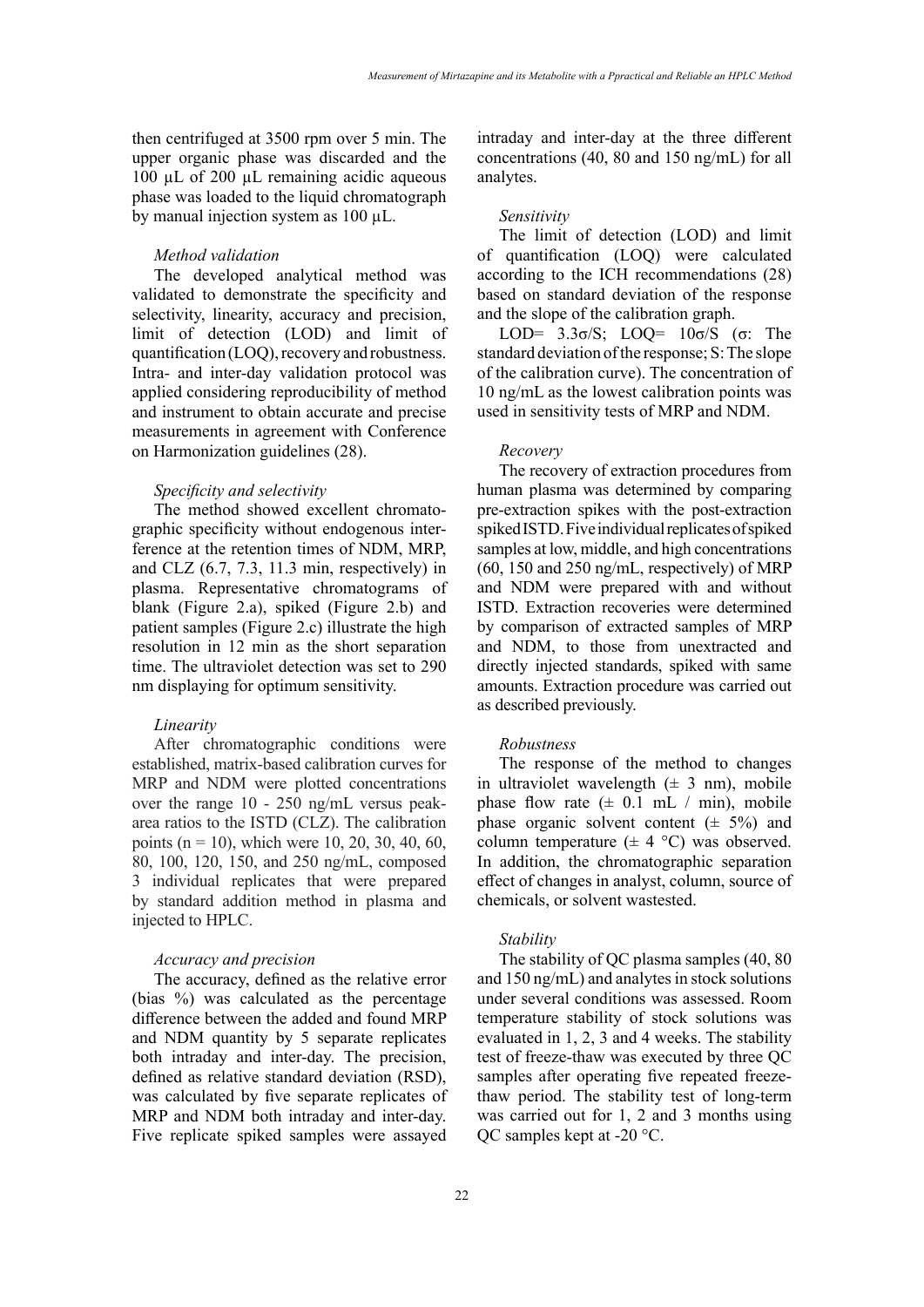then centrifuged at 3500 rpm over 5 min. The upper organic phase was discarded and the 100 µL of 200 µL remaining acidic aqueous phase was loaded to the liquid chromatograph by manual injection system as 100 µL.

### *Method validation*

The developed analytical method was validated to demonstrate the specificity and selectivity, linearity, accuracy and precision, limit of detection (LOD) and limit of quantification (LOQ), recovery and robustness. Intra- and inter-day validation protocol was applied considering reproducibility of method and instrument to obtain accurate and precise measurements in agreement with Conference on Harmonization guidelines (28).

### *Specificity and selectivity*

The method showed excellent chromatographic specificity without endogenous interference at the retention times of NDM, MRP, and CLZ (6.7, 7.3, 11.3 min, respectively) in plasma. Representative chromatograms of blank (Figure 2.a), spiked (Figure 2.b) and patient samples (Figure 2.c) illustrate the high resolution in 12 min as the short separation time. The ultraviolet detection was set to 290 nm displaying for optimum sensitivity.

### *Linearity*

After chromatographic conditions were established, matrix-based calibration curves for MRP and NDM were plotted concentrations over the range 10 - 250 ng/mL versus peak-area ratios to the ISTD (CLZ). The calibration points ($n = 10$), which were 10, 20, 30, 40, 60, 80, 100, 120, 150, and 250 ng/mL, composed 3 individual replicates that were prepared by standard addition method in plasma and injected to HPLC.

### *Accuracy and precision*

The accuracy, defined as the relative error (bias %) was calculated as the percentage difference between the added and found MRP and NDM quantity by 5 separate replicates both intraday and inter-day. The precision, defined as relative standard deviation (RSD), was calculated by five separate replicates of MRP and NDM both intraday and inter-day. Five replicate spiked samples were assayed intraday and inter-day at the three different concentrations (40, 80 and 150 ng/mL) for all analytes.

### *Sensitivity*

The limit of detection (LOD) and limit of quantification (LOQ) were calculated according to the ICH recommendations (28) based on standard deviation of the response and the slope of the calibration graph.

LOD= $3.3\sigma/S$; LOQ= $10\sigma/S$ ($\sigma$: The standard deviation of the response; S: The slope of the calibration curve). The concentration of 10 ng/mL as the lowest calibration points was used in sensitivity tests of MRP and NDM.

### *Recovery*

The recovery of extraction procedures from human plasma was determined by comparing pre-extraction spikes with the post-extraction spiked ISTD. Five individual replicates of spiked samples at low, middle, and high concentrations (60, 150 and 250 ng/mL, respectively) of MRP and NDM were prepared with and without ISTD. Extraction recoveries were determined by comparison of extracted samples of MRP and NDM, to those from unextracted and directly injected standards, spiked with same amounts. Extraction procedure was carried out as described previously.

### *Robustness*

The response of the method to changes in ultraviolet wavelength (± 3 nm), mobile phase flow rate (± 0.1 mL / min), mobile phase organic solvent content (± 5%) and column temperature (± 4 °C) was observed. In addition, the chromatographic separation effect of changes in analyst, column, source of chemicals, or solvent wastested.

### *Stability*

The stability of QC plasma samples (40, 80 and 150 ng/mL) and analytes in stock solutions under several conditions was assessed. Room temperature stability of stock solutions was evaluated in 1, 2, 3 and 4 weeks. The stability test of freeze-thaw was executed by three QC samples after operating five repeated freeze-thaw period. The stability test of long-term was carried out for 1, 2 and 3 months using QC samples kept at -20 °C.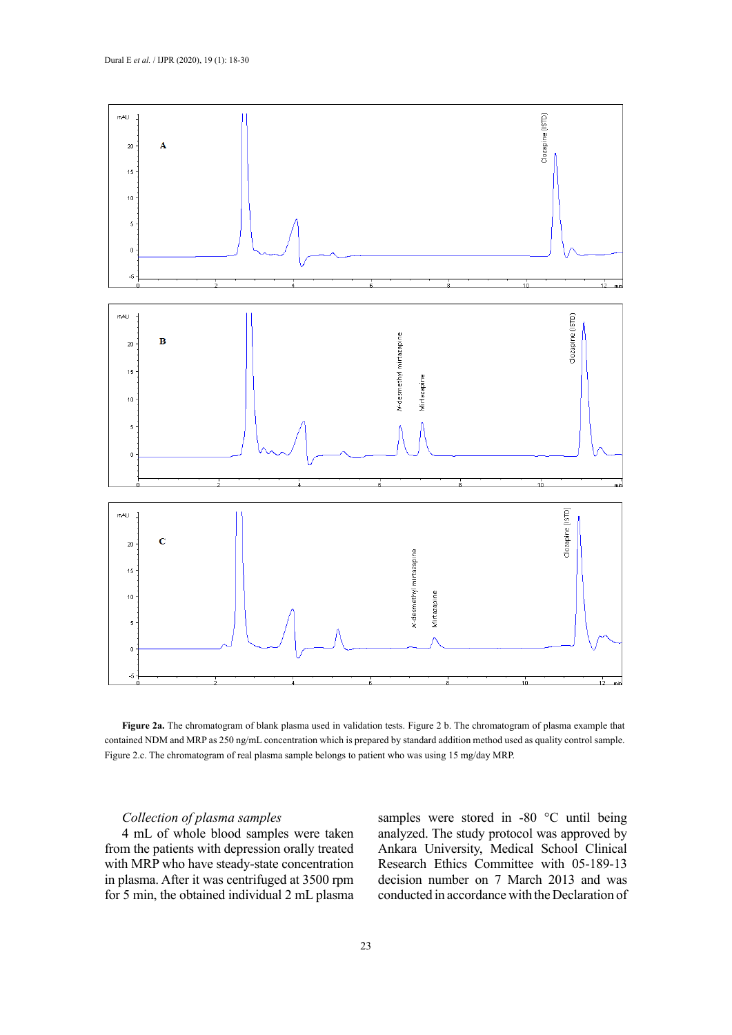**Figure 2a.** The chromatogram of blank plasma used in validation tests. Figure 2 b. The chromatogram of plasma example that contained NDM and MRP as 250 ng/mL concentration which is prepared by standard addition method used as quality control sample. Figure 2.c. The chromatogram of real plasma sample belongs to patient who was using 15 mg/day MRP.

*Collection of plasma samples*

4 mL of whole blood samples were taken from the patients with depression orally treated with MRP who have steady-state concentration in plasma. After it was centrifuged at 3500 rpm for 5 min, the obtained individual 2 mL plasma samples were stored in -80 °C until being analyzed. The study protocol was approved by Ankara University, Medical School Clinical Research Ethics Committee with 05-189-13 decision number on 7 March 2013 and was conducted in accordance with the Declaration of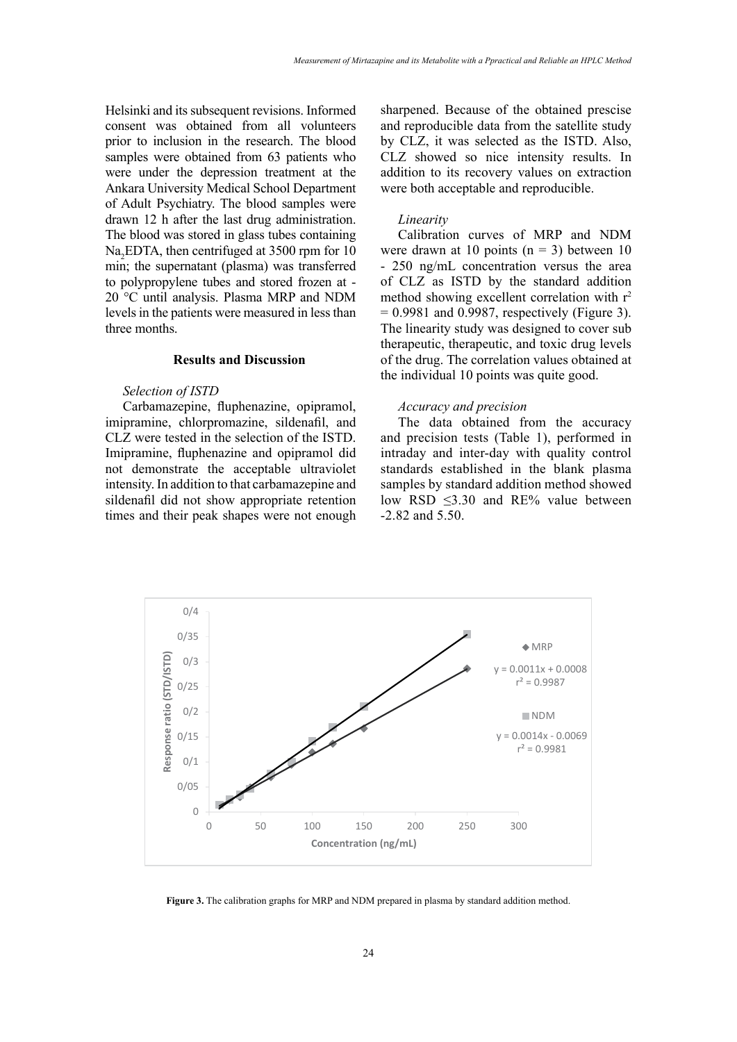Helsinki and its subsequent revisions. Informed consent was obtained from all volunteers prior to inclusion in the research. The blood samples were obtained from 63 patients who were under the depression treatment at the Ankara University Medical School Department of Adult Psychiatry. The blood samples were drawn 12 h after the last drug administration. The blood was stored in glass tubes containing $Na_2EDTA$, then centrifuged at 3500 rpm for 10 min; the supernatant (plasma) was transferred to polypropylene tubes and stored frozen at -20 °C until analysis. Plasma MRP and NDM levels in the patients were measured in less than three months.

## Results and Discussion

### *Selection of ISTD*

Carbamazepine, fluphenazine, opipramol, imipramine, chlorpromazine, sildenafil, and CLZ were tested in the selection of the ISTD. Imipramine, fluphenazine and opipramol did not demonstrate the acceptable ultraviolet intensity. In addition to that carbamazepine and sildenafil did not show appropriate retention times and their peak shapes were not enough sharpened. Because of the obtained prescise and reproducible data from the satellite study by CLZ, it was selected as the ISTD. Also, CLZ showed so nice intensity results. In addition to its recovery values on extraction were both acceptable and reproducible.

### *Linearity*

Calibration curves of MRP and NDM were drawn at 10 points (n = 3) between 10 - 250 ng/mL concentration versus the area of CLZ as ISTD by the standard addition method showing excellent correlation with $r^2$ = 0.9981 and 0.9987, respectively (Figure 3). The linearity study was designed to cover sub therapeutic, therapeutic, and toxic drug levels of the drug. The correlation values obtained at the individual 10 points was quite good.

### *Accuracy and precision*

The data obtained from the accuracy and precision tests (Table 1), performed in intraday and inter-day with quality control standards established in the blank plasma samples by standard addition method showed low RSD ≤3.30 and RE% value between -2.82 and 5.50.

MRP: $y = 0.0011x + 0.0008$, $r^2 = 0.9987$

NDM: $y = 0.0014x - 0.0069$, $r^2 = 0.9981$

**Figure 3.** The calibration graphs for MRP and NDM prepared in plasma by standard addition method.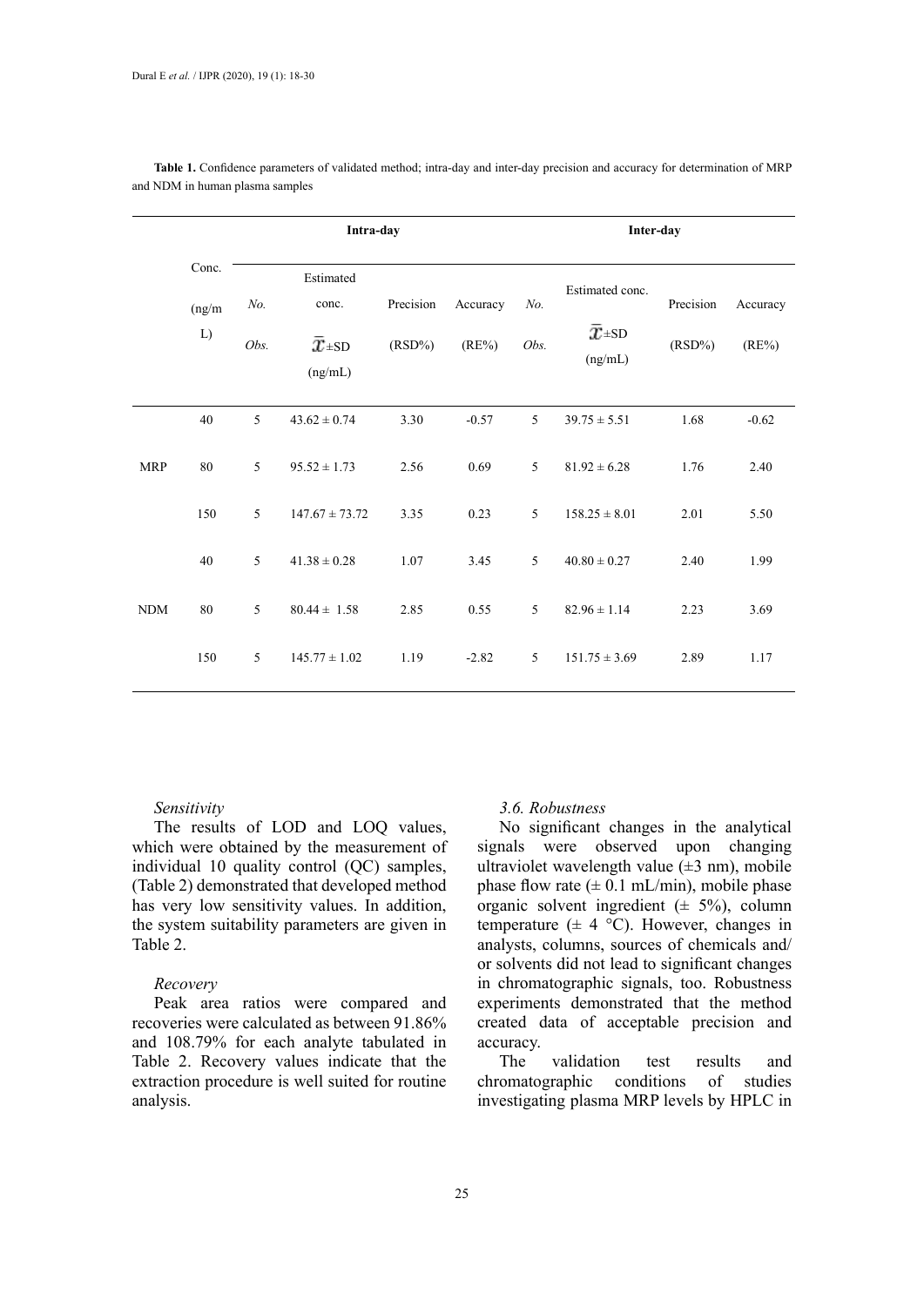**Table 1.** Confidence parameters of validated method; intra-day and inter-day precision and accuracy for determination of MRP and NDM in human plasma samples

| | Conc. (ng/mL) | Intra-day | | | | Inter-day | | | |
|---|---|---|---|---|---|---|---|---|---|
| | | *No. Obs.* | Estimated conc. $\bar{x}$±SD (ng/mL) | Precision (RSD%) | Accuracy (RE%) | *No. Obs.* | Estimated conc. $\bar{x}$±SD (ng/mL) | Precision (RSD%) | Accuracy (RE%) |
| MRP | 40 | 5 | 43.62 ± 0.74 | 3.30 | -0.57 | 5 | 39.75 ± 5.51 | 1.68 | -0.62 |
| | 80 | 5 | 95.52 ± 1.73 | 2.56 | 0.69 | 5 | 81.92 ± 6.28 | 1.76 | 2.40 |
| | 150 | 5 | 147.67 ± 73.72 | 3.35 | 0.23 | 5 | 158.25 ± 8.01 | 2.01 | 5.50 |
| NDM | 40 | 5 | 41.38 ± 0.28 | 1.07 | 3.45 | 5 | 40.80 ± 0.27 | 2.40 | 1.99 |
| | 80 | 5 | 80.44 ± 1.58 | 2.85 | 0.55 | 5 | 82.96 ± 1.14 | 2.23 | 3.69 |
| | 150 | 5 | 145.77 ± 1.02 | 1.19 | -2.82 | 5 | 151.75 ± 3.69 | 2.89 | 1.17 |

*Sensitivity*

The results of LOD and LOQ values, which were obtained by the measurement of individual 10 quality control (QC) samples, (Table 2) demonstrated that developed method has very low sensitivity values. In addition, the system suitability parameters are given in Table 2.

*Recovery*

Peak area ratios were compared and recoveries were calculated as between 91.86% and 108.79% for each analyte tabulated in Table 2. Recovery values indicate that the extraction procedure is well suited for routine analysis.

### *3.6. Robustness*

No significant changes in the analytical signals were observed upon changing ultraviolet wavelength value (±3 nm), mobile phase flow rate (± 0.1 mL/min), mobile phase organic solvent ingredient (± 5%), column temperature (± 4 °C). However, changes in analysts, columns, sources of chemicals and/or solvents did not lead to significant changes in chromatographic signals, too. Robustness experiments demonstrated that the method created data of acceptable precision and accuracy.

The validation test results and chromatographic conditions of studies investigating plasma MRP levels by HPLC in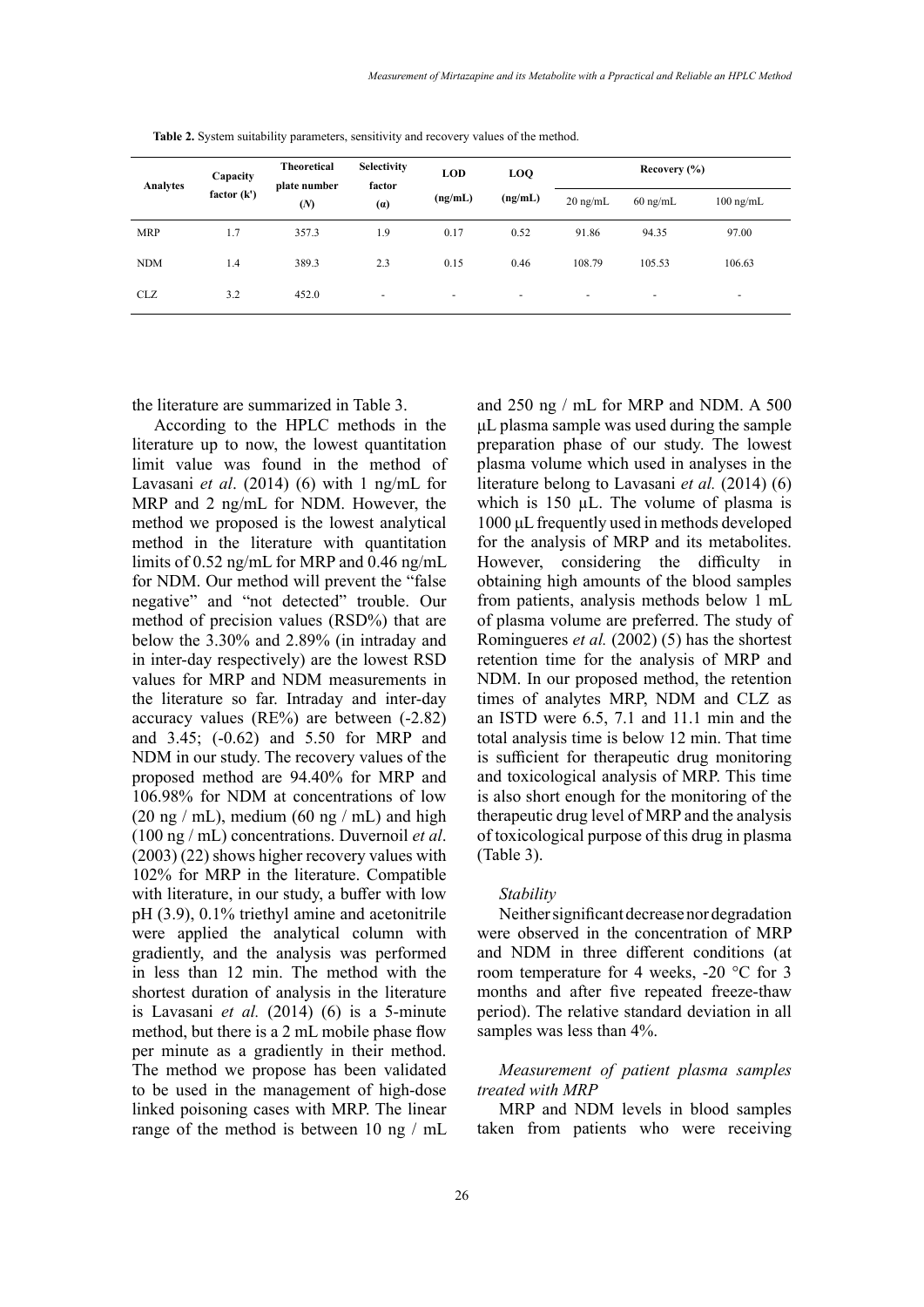**Table 2.** System suitability parameters, sensitivity and recovery values of the method.

| Analytes | Capacity factor (k') | Theoretical plate number (*N*) | Selectivity factor (*α*) | LOD (ng/mL) | LOQ (ng/mL) | Recovery (%) | | |
|---|---|---|---|---|---|---|---|---|
| | | | | | | 20 ng/mL | 60 ng/mL | 100 ng/mL |
| MRP | 1.7 | 357.3 | 1.9 | 0.17 | 0.52 | 91.86 | 94.35 | 97.00 |
| NDM | 1.4 | 389.3 | 2.3 | 0.15 | 0.46 | 108.79 | 105.53 | 106.63 |
| CLZ | 3.2 | 452.0 | - | - | - | - | - | - |

the literature are summarized in Table 3.

According to the HPLC methods in the literature up to now, the lowest quantitation limit value was found in the method of Lavasani *et al*. (2014) (6) with 1 ng/mL for MRP and 2 ng/mL for NDM. However, the method we proposed is the lowest analytical method in the literature with quantitation limits of 0.52 ng/mL for MRP and 0.46 ng/mL for NDM. Our method will prevent the "false negative" and "not detected" trouble. Our method of precision values (RSD%) that are below the 3.30% and 2.89% (in intraday and in inter-day respectively) are the lowest RSD values for MRP and NDM measurements in the literature so far. Intraday and inter-day accuracy values (RE%) are between (-2.82) and 3.45; (-0.62) and 5.50 for MRP and NDM in our study. The recovery values of the proposed method are 94.40% for MRP and 106.98% for NDM at concentrations of low (20 ng / mL), medium (60 ng / mL) and high (100 ng / mL) concentrations. Duvernoil *et al*. (2003) (22) shows higher recovery values with 102% for MRP in the literature. Compatible with literature, in our study, a buffer with low pH (3.9), 0.1% triethyl amine and acetonitrile were applied the analytical column with gradiently, and the analysis was performed in less than 12 min. The method with the shortest duration of analysis in the literature is Lavasani *et al.* (2014) (6) is a 5-minute method, but there is a 2 mL mobile phase flow per minute as a gradiently in their method. The method we propose has been validated to be used in the management of high-dose linked poisoning cases with MRP. The linear range of the method is between 10 ng / mL and 250 ng / mL for MRP and NDM. A 500 µL plasma sample was used during the sample preparation phase of our study. The lowest plasma volume which used in analyses in the literature belong to Lavasani *et al.* (2014) (6) which is 150 µL. The volume of plasma is 1000 µL frequently used in methods developed for the analysis of MRP and its metabolites. However, considering the difficulty in obtaining high amounts of the blood samples from patients, analysis methods below 1 mL of plasma volume are preferred. The study of Romingueres *et al.* (2002) (5) has the shortest retention time for the analysis of MRP and NDM. In our proposed method, the retention times of analytes MRP, NDM and CLZ as an ISTD were 6.5, 7.1 and 11.1 min and the total analysis time is below 12 min. That time is sufficient for therapeutic drug monitoring and toxicological analysis of MRP. This time is also short enough for the monitoring of the therapeutic drug level of MRP and the analysis of toxicological purpose of this drug in plasma (Table 3).

*Stability*

Neither significant decrease nor degradation were observed in the concentration of MRP and NDM in three different conditions (at room temperature for 4 weeks, -20 °C for 3 months and after five repeated freeze-thaw period). The relative standard deviation in all samples was less than 4%.

*Measurement of patient plasma samples treated with MRP*

MRP and NDM levels in blood samples taken from patients who were receiving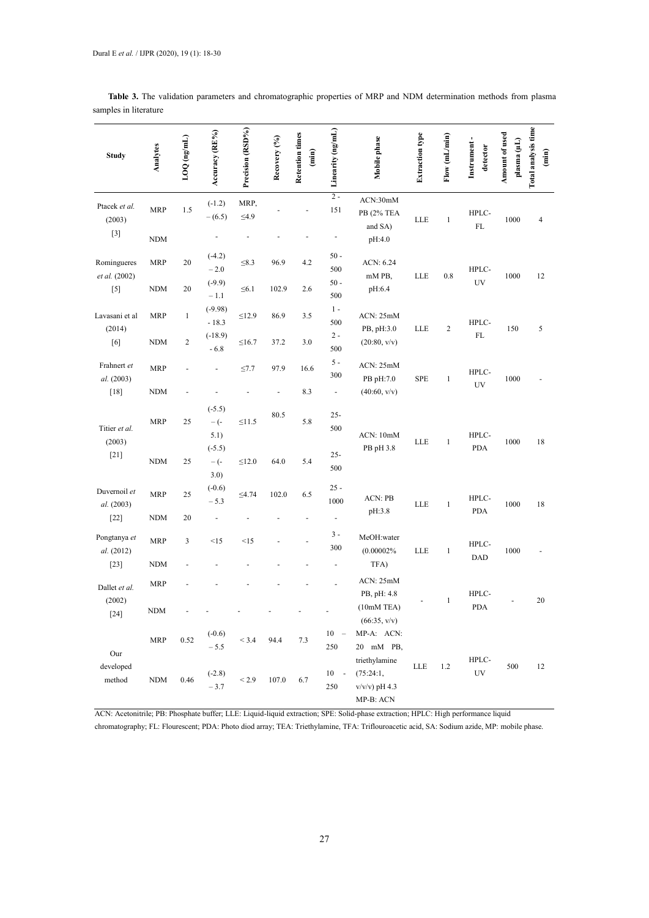**Table 3.** The validation parameters and chromatographic properties of MRP and NDM determination methods from plasma samples in literature

| Study | Analytes | LOQ (ng/mL) | Accuracy (RE%) | Precision (RSD%) | Recovery (%) | Retention times (min) | Linearity (ng/mL) | Mobile phase | Extraction type | Flow (mL/min) | Instrument - detector | Amount of used plasma (µL) | Total analysis time (min) |
|---|---|---|---|---|---|---|---|---|---|---|---|---|---|
| Ptacek *et al.* (2003) [3] | MRP | 1.5 | (-1.2) – (6.5) | MRP, ≤4.9 | - | - | 2 - 151 | ACN:30mM PB (2% TEA and SA) pH:4.0 | LLE | 1 | HPLC-FL | 1000 | 4 |
| | NDM | | - | - | - | - | - | | | | | | |
| Romingueres *et al.* (2002) [5] | MRP | 20 | (-4.2) – 2.0 | ≤8.3 | 96.9 | 4.2 | 50 - 500 | ACN: 6.24 mM PB, pH:6.4 | LLE | 0.8 | HPLC-UV | 1000 | 12 |
| | NDM | 20 | (-9.9) – 1.1 | ≤6.1 | 102.9 | 2.6 | 50 - 500 | | | | | | |
| Lavasani et al (2014) [6] | MRP | 1 | (-9.98) - 18.3 | ≤12.9 | 86.9 | 3.5 | 1 - 500 | ACN: 25mM PB, pH:3.0 (20:80, v/v) | LLE | 2 | HPLC-FL | 150 | 5 |
| | NDM | 2 | (-18.9) - 6.8 | ≤16.7 | 37.2 | 3.0 | 2 - 500 | | | | | | |
| Frahnert *et al.* (2003) [18] | MRP | - | - | ≤7.7 | 97.9 | 16.6 | 5 - 300 | ACN: 25mM PB pH:7.0 (40:60, v/v) | SPE | 1 | HPLC-UV | 1000 | - |
| | NDM | - | - | - | - | 8.3 | - | | | | | | |
| Titier *et al.* (2003) [21] | MRP | 25 | (-5.5) – (-5.1) | ≤11.5 | 80.5 | 5.8 | 25-500 | ACN: 10mM PB pH 3.8 | LLE | 1 | HPLC-PDA | 1000 | 18 |
| | NDM | 25 | (-5.5) – (-3.0) | ≤12.0 | 64.0 | 5.4 | 25-500 | | | | | | |
| Duvernoil *et al.* (2003) [22] | MRP | 25 | (-0.6) – 5.3 | ≤4.74 | 102.0 | 6.5 | 25 - 1000 | ACN: PB pH:3.8 | LLE | 1 | HPLC-PDA | 1000 | 18 |
| | NDM | 20 | - | - | - | - | - | | | | | | |
| Pongtanya *et al.* (2012) [23] | MRP | 3 | <15 | <15 | - | - | 3 - 300 | MeOH:water (0.00002% TFA) | LLE | 1 | HPLC-DAD | 1000 | - |
| | NDM | - | - | - | - | - | - | | | | | | |
| Dallet *et al.* (2002) [24] | MRP | - | - | - | - | - | - | ACN: 25mM PB, pH: 4.8 (10mM TEA) (66:35, v/v) | - | 1 | HPLC-PDA | - | 20 |
| | NDM | - | - | - | - | - | - | | | | | | |
| Our developed method | MRP | 0.52 | (-0.6) – 5.5 | < 3.4 | 94.4 | 7.3 | 10 – 250 | MP-A: ACN: 20 mM PB, triethylamine (75:24:1, v/v/v) pH 4.3 MP-B: ACN | LLE | 1.2 | HPLC-UV | 500 | 12 |
| | NDM | 0.46 | (-2.8) – 3.7 | < 2.9 | 107.0 | 6.7 | 10 - 250 | | | | | | |

ACN: Acetonitrile; PB: Phosphate buffer; LLE: Liquid-liquid extraction; SPE: Solid-phase extraction; HPLC: High performance liquid chromatography; FL: Flourescent; PDA: Photo diod array; TEA: Triethylamine, TFA: Triflouroacetic acid, SA: Sodium azide, MP: mobile phase.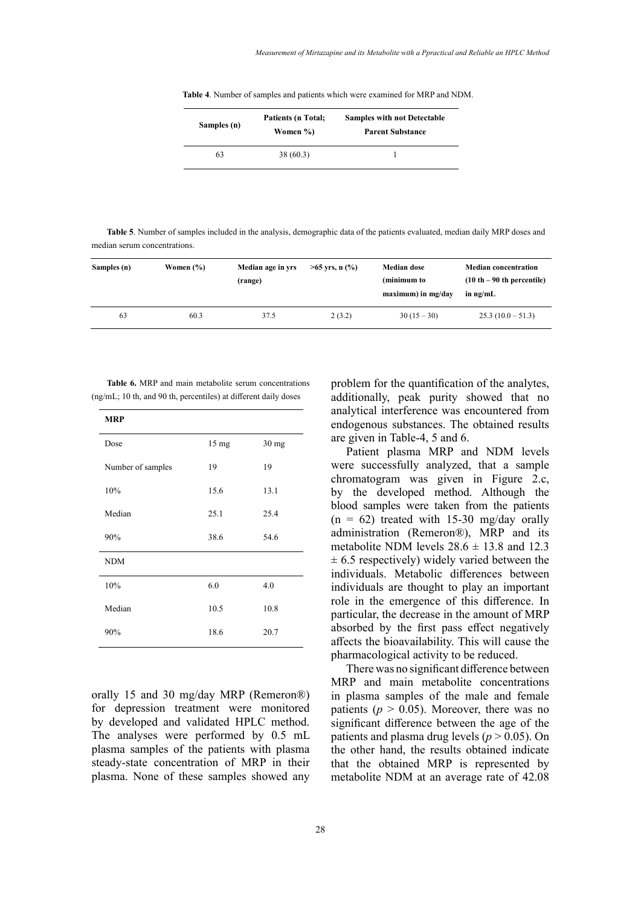**Table 4**. Number of samples and patients which were examined for MRP and NDM.

| Samples (n) | Patients (n Total; Women %) | Samples with not Detectable Parent Substance |
|---|---|---|
| 63 | 38 (60.3) | 1 |

**Table 5**. Number of samples included in the analysis, demographic data of the patients evaluated, median daily MRP doses and median serum concentrations.

| Samples (n) | Women (%) | Median age in yrs (range) | >65 yrs, n (%) | Median dose (minimum to maximum) in mg/day | Median concentration (10 th – 90 th percentile) in ng/mL |
|---|---|---|---|---|---|
| 63 | 60.3 | 37.5 | 2 (3.2) | 30 (15 – 30) | 25.3 (10.0 – 51.3) |

**Table 6.** MRP and main metabolite serum concentrations (ng/mL; 10 th, and 90 th, percentiles) at different daily doses

| **MRP** | | |
|---|---|---|
| Dose | 15 mg | 30 mg |
| Number of samples | 19 | 19 |
| 10% | 15.6 | 13.1 |
| Median | 25.1 | 25.4 |
| 90% | 38.6 | 54.6 |
| NDM | | |
| 10% | 6.0 | 4.0 |
| Median | 10.5 | 10.8 |
| 90% | 18.6 | 20.7 |

orally 15 and 30 mg/day MRP (Remeron®) for depression treatment were monitored by developed and validated HPLC method. The analyses were performed by 0.5 mL plasma samples of the patients with plasma steady-state concentration of MRP in their plasma. None of these samples showed any problem for the quantification of the analytes, additionally, peak purity showed that no analytical interference was encountered from endogenous substances. The obtained results are given in Table-4, 5 and 6.

Patient plasma MRP and NDM levels were successfully analyzed, that a sample chromatogram was given in Figure 2.c, by the developed method. Although the blood samples were taken from the patients (n = 62) treated with 15-30 mg/day orally administration (Remeron®), MRP and its metabolite NDM levels 28.6 ± 13.8 and 12.3 ± 6.5 respectively) widely varied between the individuals. Metabolic differences between individuals are thought to play an important role in the emergence of this difference. In particular, the decrease in the amount of MRP absorbed by the first pass effect negatively affects the bioavailability. This will cause the pharmacological activity to be reduced.

There was no significant difference between MRP and main metabolite concentrations in plasma samples of the male and female patients ($p > 0.05$). Moreover, there was no significant difference between the age of the patients and plasma drug levels ($p > 0.05$). On the other hand, the results obtained indicate that the obtained MRP is represented by metabolite NDM at an average rate of 42.08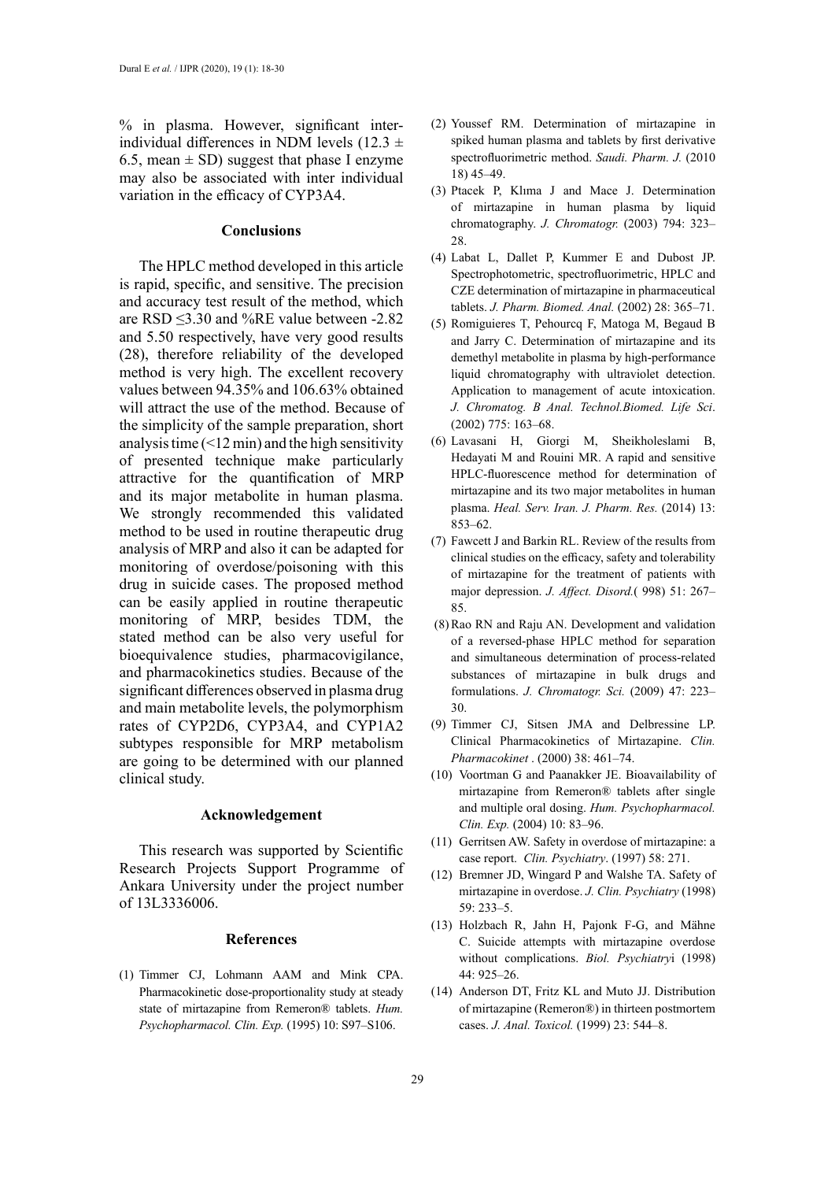% in plasma. However, significant inter-individual differences in NDM levels (12.3 ± 6.5, mean ± SD) suggest that phase I enzyme may also be associated with inter individual variation in the efficacy of CYP3A4.

## Conclusions

The HPLC method developed in this article is rapid, specific, and sensitive. The precision and accuracy test result of the method, which are RSD ≤3.30 and %RE value between -2.82 and 5.50 respectively, have very good results (28), therefore reliability of the developed method is very high. The excellent recovery values between 94.35% and 106.63% obtained will attract the use of the method. Because of the simplicity of the sample preparation, short analysis time (<12 min) and the high sensitivity of presented technique make particularly attractive for the quantification of MRP and its major metabolite in human plasma. We strongly recommended this validated method to be used in routine therapeutic drug analysis of MRP and also it can be adapted for monitoring of overdose/poisoning with this drug in suicide cases. The proposed method can be easily applied in routine therapeutic monitoring of MRP, besides TDM, the stated method can be also very useful for bioequivalence studies, pharmacovigilance, and pharmacokinetics studies. Because of the significant differences observed in plasma drug and main metabolite levels, the polymorphism rates of CYP2D6, CYP3A4, and CYP1A2 subtypes responsible for MRP metabolism are going to be determined with our planned clinical study.

## Acknowledgement

This research was supported by Scientific Research Projects Support Programme of Ankara University under the project number of 13L3336006.

## References

(1) Timmer CJ, Lohmann AAM and Mink CPA. Pharmacokinetic dose-proportionality study at steady state of mirtazapine from Remeron® tablets. *Hum. Psychopharmacol. Clin. Exp.* (1995) 10: S97–S106.

(2) Youssef RM. Determination of mirtazapine in spiked human plasma and tablets by first derivative spectrofluorimetric method. *Saudi. Pharm. J.* (2010 18) 45–49.

(3) Ptacek P, Klıma J and Mace J. Determination of mirtazapine in human plasma by liquid chromatography. *J. Chromatogr.* (2003) 794: 323–28.

(4) Labat L, Dallet P, Kummer E and Dubost JP. Spectrophotometric, spectrofluorimetric, HPLC and CZE determination of mirtazapine in pharmaceutical tablets. *J. Pharm. Biomed. Anal.* (2002) 28: 365–71.

(5) Romiguieres T, Pehourcq F, Matoga M, Begaud B and Jarry C. Determination of mirtazapine and its demethyl metabolite in plasma by high-performance liquid chromatography with ultraviolet detection. Application to management of acute intoxication. *J. Chromatog. B Anal. Technol.Biomed. Life Sci*. (2002) 775: 163–68.

(6) Lavasani H, Giorgi M, Sheikholeslami B, Hedayati M and Rouini MR. A rapid and sensitive HPLC-fluorescence method for determination of mirtazapine and its two major metabolites in human plasma. *Heal. Serv. Iran. J. Pharm. Res.* (2014) 13: 853–62.

(7) Fawcett J and Barkin RL. Review of the results from clinical studies on the efficacy, safety and tolerability of mirtazapine for the treatment of patients with major depression. *J. Affect. Disord.*( 998) 51: 267–85.

(8) Rao RN and Raju AN. Development and validation of a reversed-phase HPLC method for separation and simultaneous determination of process-related substances of mirtazapine in bulk drugs and formulations. *J. Chromatogr. Sci.* (2009) 47: 223–30.

(9) Timmer CJ, Sitsen JMA and Delbressine LP. Clinical Pharmacokinetics of Mirtazapine. *Clin. Pharmacokinet* . (2000) 38: 461–74.

(10) Voortman G and Paanakker JE. Bioavailability of mirtazapine from Remeron® tablets after single and multiple oral dosing. *Hum. Psychopharmacol. Clin. Exp.* (2004) 10: 83–96.

(11) Gerritsen AW. Safety in overdose of mirtazapine: a case report. *Clin. Psychiatry*. (1997) 58: 271.

(12) Bremner JD, Wingard P and Walshe TA. Safety of mirtazapine in overdose. *J. Clin. Psychiatry* (1998) 59: 233–5.

(13) Holzbach R, Jahn H, Pajonk F-G, and Mähne C. Suicide attempts with mirtazapine overdose without complications. *Biol. Psychiatry*i (1998) 44: 925–26.

(14) Anderson DT, Fritz KL and Muto JJ. Distribution of mirtazapine (Remeron®) in thirteen postmortem cases. *J. Anal. Toxicol.* (1999) 23: 544–8.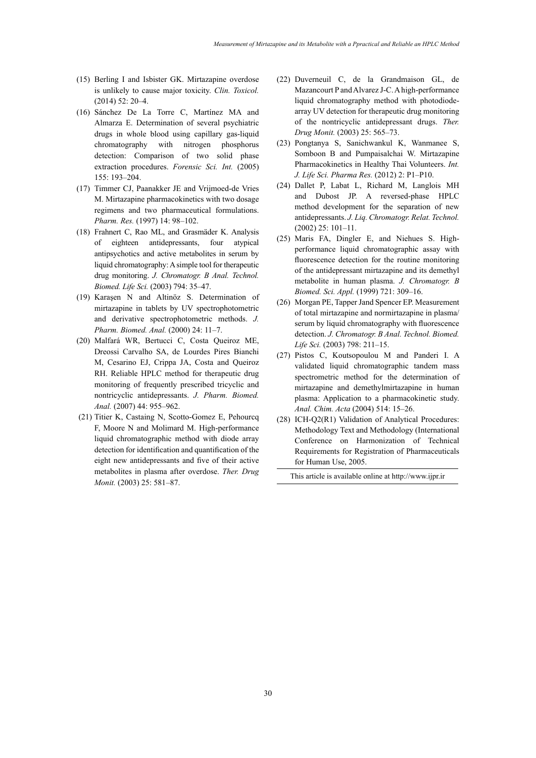(15) Berling I and Isbister GK. Mirtazapine overdose is unlikely to cause major toxicity. *Clin. Toxicol.* (2014) 52: 20–4.

(16) Sánchez De La Torre C, Martínez MA and Almarza E. Determination of several psychiatric drugs in whole blood using capillary gas-liquid chromatography with nitrogen phosphorus detection: Comparison of two solid phase extraction procedures. *Forensic Sci. Int.* (2005) 155: 193–204.

(17) Timmer CJ, Paanakker JE and Vrijmoed-de Vries M. Mirtazapine pharmacokinetics with two dosage regimens and two pharmaceutical formulations. *Pharm. Res.* (1997) 14: 98–102.

(18) Frahnert C, Rao ML, and Grasmäder K. Analysis of eighteen antidepressants, four atypical antipsychotics and active metabolites in serum by liquid chromatography: A simple tool for therapeutic drug monitoring. *J. Chromatogr. B Anal. Technol. Biomed. Life Sci.* (2003) 794: 35–47.

(19) Karaşen N and Altinöz S. Determination of mirtazapine in tablets by UV spectrophotometric and derivative spectrophotometric methods. *J. Pharm. Biomed. Anal.* (2000) 24: 11–7.

(20) Malfará WR, Bertucci C, Costa Queiroz ME, Dreossi Carvalho SA, de Lourdes Pires Bianchi M, Cesarino EJ, Crippa JA, Costa and Queiroz RH. Reliable HPLC method for therapeutic drug monitoring of frequently prescribed tricyclic and nontricyclic antidepressants. *J. Pharm. Biomed. Anal.* (2007) 44: 955–962.

(21) Titier K, Castaing N, Scotto-Gomez E, Pehourcq F, Moore N and Molimard M. High-performance liquid chromatographic method with diode array detection for identification and quantification of the eight new antidepressants and five of their active metabolites in plasma after overdose. *Ther. Drug Monit.* (2003) 25: 581–87.

(22) Duverneuil C, de la Grandmaison GL, de Mazancourt P and Alvarez J-C. A high-performance liquid chromatography method with photodiode-array UV detection for therapeutic drug monitoring of the nontricyclic antidepressant drugs. *Ther. Drug Monit.* (2003) 25: 565–73.

(23) Pongtanya S, Sanichwankul K, Wanmanee S, Somboon B and Pumpaisalchai W. Mirtazapine Pharmacokinetics in Healthy Thai Volunteers. *Int. J. Life Sci. Pharma Res.* (2012) 2: P1–P10.

(24) Dallet P, Labat L, Richard M, Langlois MH and Dubost JP. A reversed-phase HPLC method development for the separation of new antidepressants. *J. Liq. Chromatogr. Relat. Technol.* (2002) 25: 101–11.

(25) Maris FA, Dingler E, and Niehues S. High-performance liquid chromatographic assay with fluorescence detection for the routine monitoring of the antidepressant mirtazapine and its demethyl metabolite in human plasma. *J. Chromatogr. B Biomed. Sci. Appl.* (1999) 721: 309–16.

(26) Morgan PE, Tapper Jand Spencer EP. Measurement of total mirtazapine and normirtazapine in plasma/serum by liquid chromatography with fluorescence detection. *J. Chromatogr. B Anal. Technol. Biomed. Life Sci.* (2003) 798: 211–15.

(27) Pistos C, Koutsopoulou M and Panderi I. A validated liquid chromatographic tandem mass spectrometric method for the determination of mirtazapine and demethylmirtazapine in human plasma: Application to a pharmacokinetic study. *Anal. Chim. Acta* (2004) 514: 15–26.

(28) ICH-Q2(R1) Validation of Analytical Procedures: Methodology Text and Methodology (International Conference on Harmonization of Technical Requirements for Registration of Pharmaceuticals for Human Use, 2005.

This article is available online at http://www.ijpr.ir